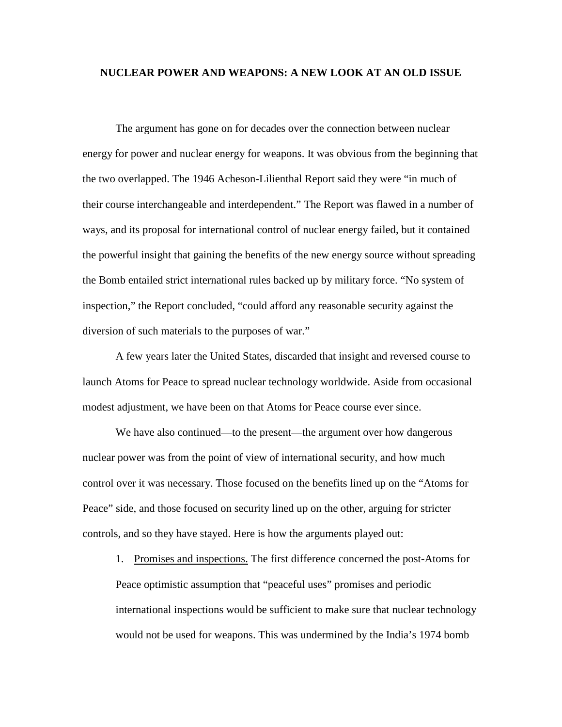# NUCLEAR POWER AND WEAPONS: A NEW LOOK AT AN OLD ISSUE

The argument has gone on for decades over the connection between nuclear energy for power and nuclear energy for weapons. It was obvious from the beginning that the two overlapped. The 1946 Acheson-Lilienthal Report said they were "in much of their course interchangeable and interdependent." The Report was flawed in a number of ways, and its proposal for international control of nuclear energy failed, but it contained the powerful insight that gaining the benefits of the new energy source without spreading the Bomb entailed strict international rules backed up by military force. "No system of inspection," the Report concluded, "could afford any reasonable security against the diversion of such materials to the purposes of war."

A few years later the United States, discarded that insight and reversed course to launch Atoms for Peace to spread nuclear technology worldwide. Aside from occasional modest adjustment, we have been on that Atoms for Peace course ever since.

We have also continued—to the present—the argument over how dangerous nuclear power was from the point of view of international security, and how much control over it was necessary. Those focused on the benefits lined up on the "Atoms for Peace" side, and those focused on security lined up on the other, arguing for stricter controls, and so they have stayed. Here is how the arguments played out:

1. <u>Promises and inspections.</u> The first difference concerned the post-Atoms for Peace optimistic assumption that "peaceful uses" promises and periodic international inspections would be sufficient to make sure that nuclear technology would not be used for weapons. This was undermined by the India's 1974 bomb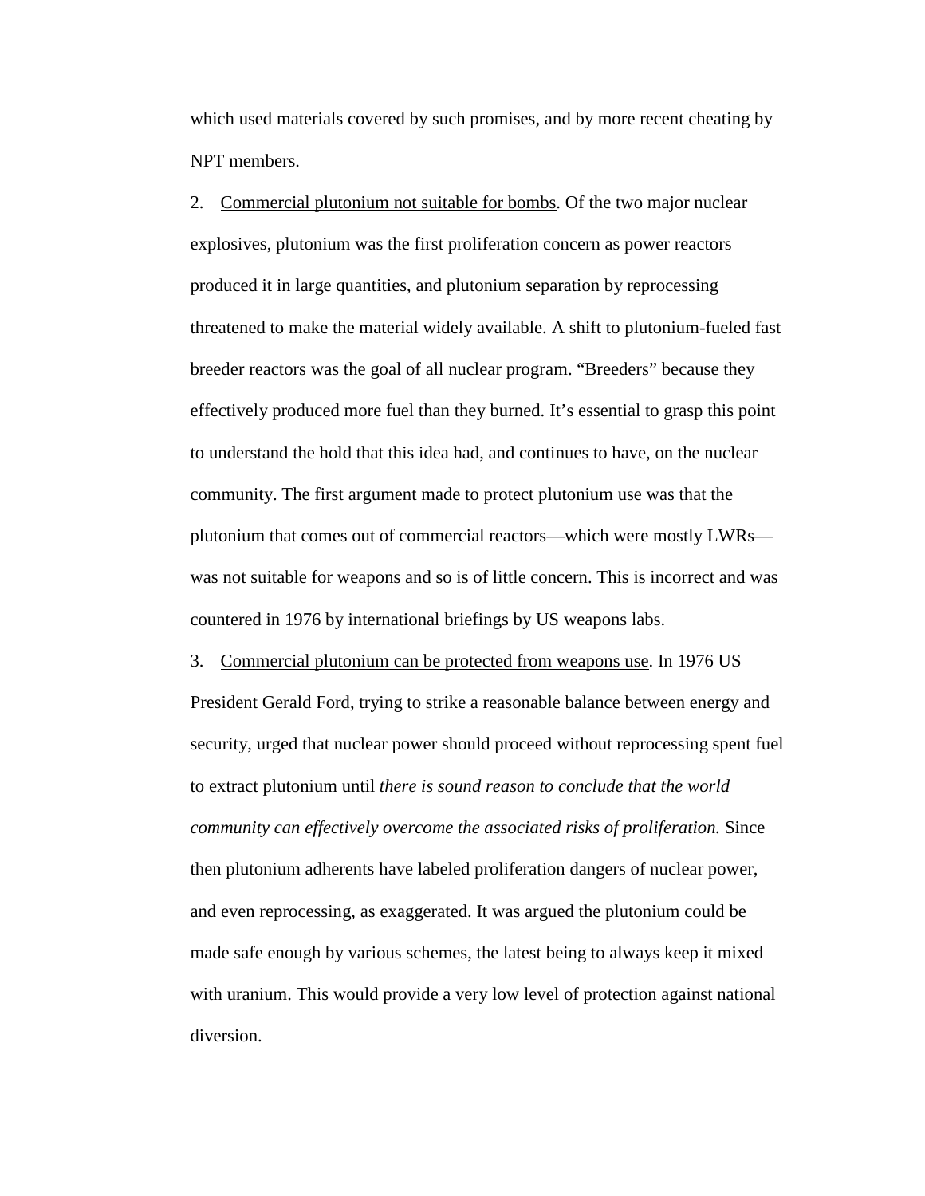which used materials covered by such promises, and by more recent cheating by NPT members.

2. <u>Commercial plutonium not suitable for bombs</u>. Of the two major nuclear explosives, plutonium was the first proliferation concern as power reactors produced it in large quantities, and plutonium separation by reprocessing threatened to make the material widely available. A shift to plutonium-fueled fast breeder reactors was the goal of all nuclear program. "Breeders" because they effectively produced more fuel than they burned. It's essential to grasp this point to understand the hold that this idea had, and continues to have, on the nuclear community. The first argument made to protect plutonium use was that the plutonium that comes out of commercial reactors—which were mostly LWRs—was not suitable for weapons and so is of little concern. This is incorrect and was countered in 1976 by international briefings by US weapons labs.

3. <u>Commercial plutonium can be protected from weapons use</u>. In 1976 US President Gerald Ford, trying to strike a reasonable balance between energy and security, urged that nuclear power should proceed without reprocessing spent fuel to extract plutonium until *there is sound reason to conclude that the world community can effectively overcome the associated risks of proliferation.* Since then plutonium adherents have labeled proliferation dangers of nuclear power, and even reprocessing, as exaggerated. It was argued the plutonium could be made safe enough by various schemes, the latest being to always keep it mixed with uranium. This would provide a very low level of protection against national diversion.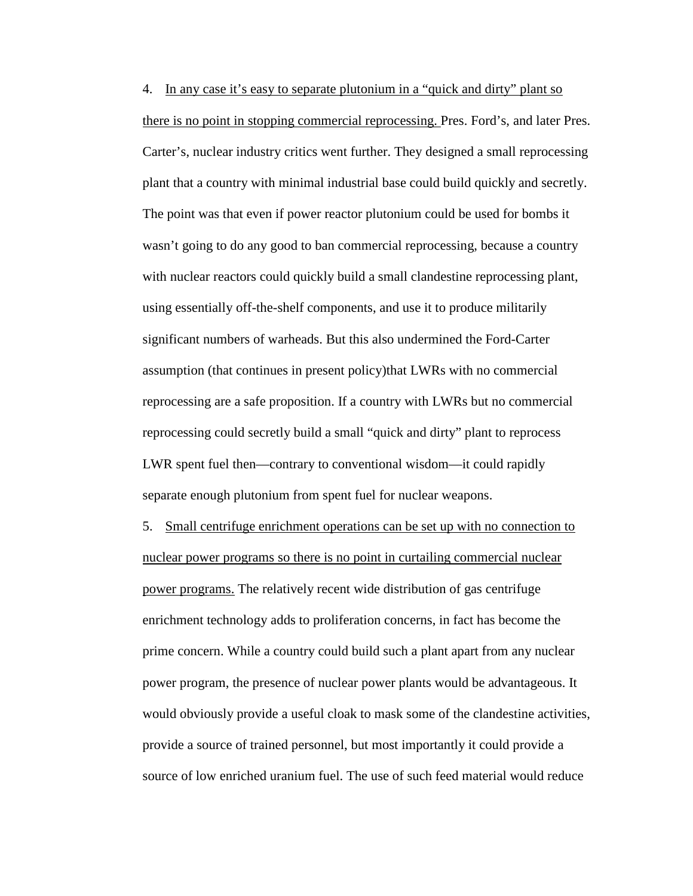4. <u>In any case it's easy to separate plutonium in a "quick and dirty" plant so there is no point in stopping commercial reprocessing.</u> Pres. Ford's, and later Pres. Carter's, nuclear industry critics went further. They designed a small reprocessing plant that a country with minimal industrial base could build quickly and secretly. The point was that even if power reactor plutonium could be used for bombs it wasn't going to do any good to ban commercial reprocessing, because a country with nuclear reactors could quickly build a small clandestine reprocessing plant, using essentially off-the-shelf components, and use it to produce militarily significant numbers of warheads. But this also undermined the Ford-Carter assumption (that continues in present policy)that LWRs with no commercial reprocessing are a safe proposition. If a country with LWRs but no commercial reprocessing could secretly build a small "quick and dirty" plant to reprocess LWR spent fuel then—contrary to conventional wisdom—it could rapidly separate enough plutonium from spent fuel for nuclear weapons.

5. <u>Small centrifuge enrichment operations can be set up with no connection to nuclear power programs so there is no point in curtailing commercial nuclear power programs.</u> The relatively recent wide distribution of gas centrifuge enrichment technology adds to proliferation concerns, in fact has become the prime concern. While a country could build such a plant apart from any nuclear power program, the presence of nuclear power plants would be advantageous. It would obviously provide a useful cloak to mask some of the clandestine activities, provide a source of trained personnel, but most importantly it could provide a source of low enriched uranium fuel. The use of such feed material would reduce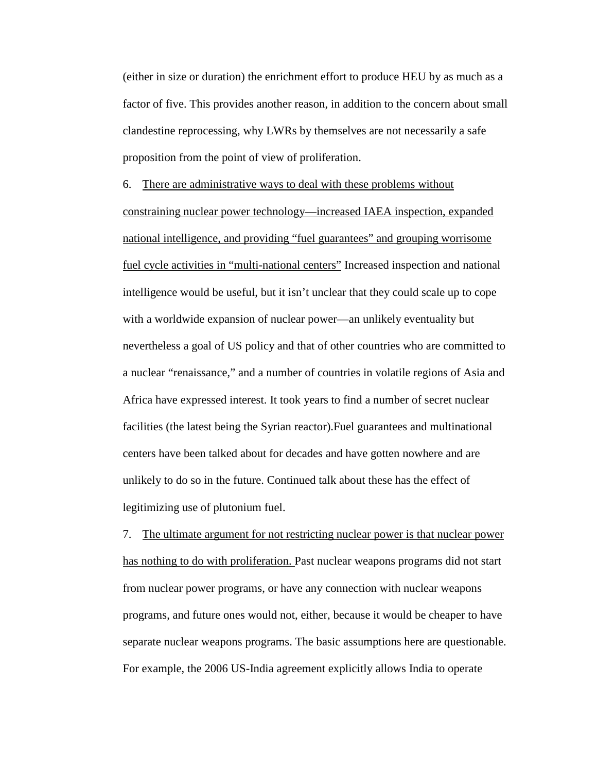(either in size or duration) the enrichment effort to produce HEU by as much as a factor of five. This provides another reason, in addition to the concern about small clandestine reprocessing, why LWRs by themselves are not necessarily a safe proposition from the point of view of proliferation.

6. <u>There are administrative ways to deal with these problems without constraining nuclear power technology—increased IAEA inspection, expanded national intelligence, and providing "fuel guarantees" and grouping worrisome fuel cycle activities in "multi-national centers"</u> Increased inspection and national intelligence would be useful, but it isn't unclear that they could scale up to cope with a worldwide expansion of nuclear power—an unlikely eventuality but nevertheless a goal of US policy and that of other countries who are committed to a nuclear "renaissance," and a number of countries in volatile regions of Asia and Africa have expressed interest. It took years to find a number of secret nuclear facilities (the latest being the Syrian reactor).Fuel guarantees and multinational centers have been talked about for decades and have gotten nowhere and are unlikely to do so in the future. Continued talk about these has the effect of legitimizing use of plutonium fuel.

7. <u>The ultimate argument for not restricting nuclear power is that nuclear power has nothing to do with proliferation.</u> Past nuclear weapons programs did not start from nuclear power programs, or have any connection with nuclear weapons programs, and future ones would not, either, because it would be cheaper to have separate nuclear weapons programs. The basic assumptions here are questionable. For example, the 2006 US-India agreement explicitly allows India to operate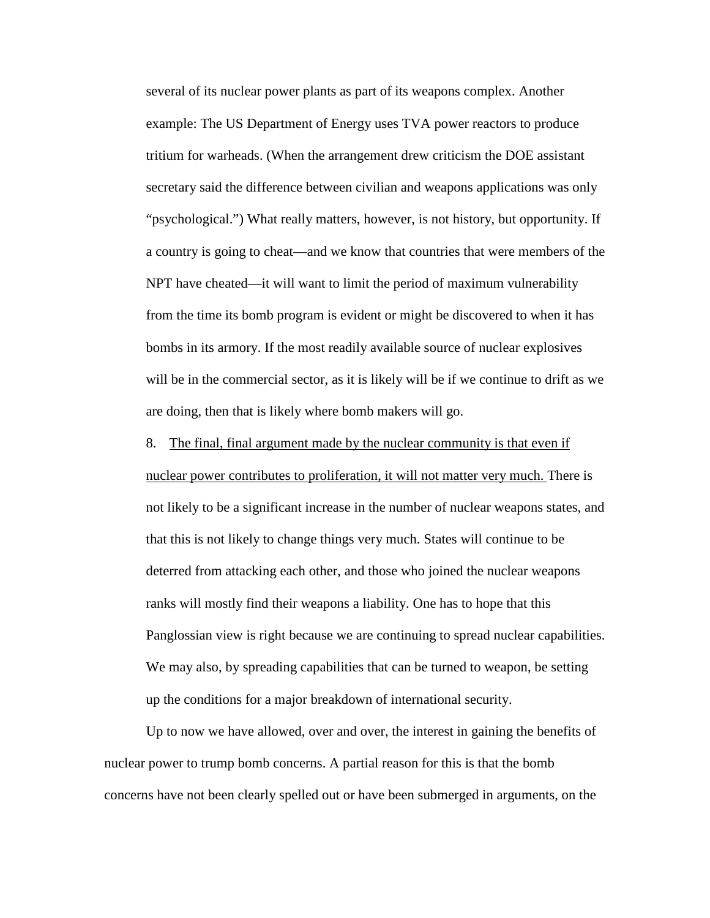several of its nuclear power plants as part of its weapons complex. Another example: The US Department of Energy uses TVA power reactors to produce tritium for warheads. (When the arrangement drew criticism the DOE assistant secretary said the difference between civilian and weapons applications was only "psychological.") What really matters, however, is not history, but opportunity. If a country is going to cheat—and we know that countries that were members of the NPT have cheated—it will want to limit the period of maximum vulnerability from the time its bomb program is evident or might be discovered to when it has bombs in its armory. If the most readily available source of nuclear explosives will be in the commercial sector, as it is likely will be if we continue to drift as we are doing, then that is likely where bomb makers will go.

8. <u>The final, final argument made by the nuclear community is that even if nuclear power contributes to proliferation, it will not matter very much.</u> There is not likely to be a significant increase in the number of nuclear weapons states, and that this is not likely to change things very much. States will continue to be deterred from attacking each other, and those who joined the nuclear weapons ranks will mostly find their weapons a liability. One has to hope that this Panglossian view is right because we are continuing to spread nuclear capabilities. We may also, by spreading capabilities that can be turned to weapon, be setting up the conditions for a major breakdown of international security.

Up to now we have allowed, over and over, the interest in gaining the benefits of nuclear power to trump bomb concerns. A partial reason for this is that the bomb concerns have not been clearly spelled out or have been submerged in arguments, on the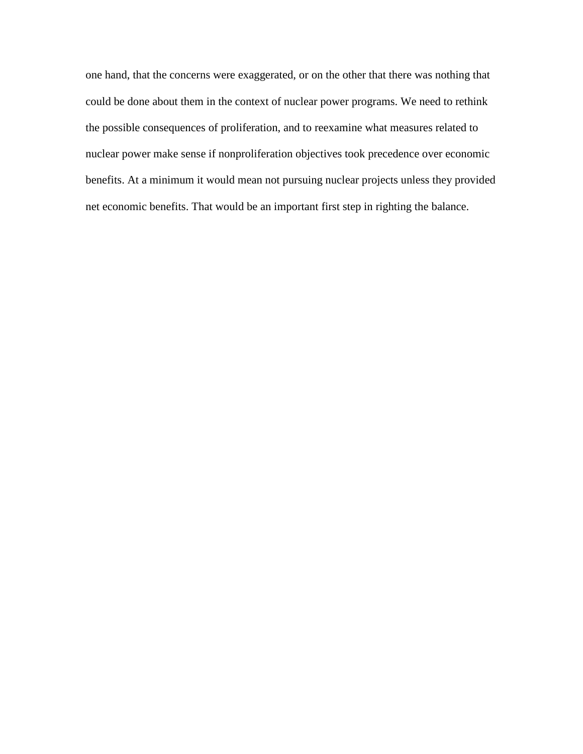one hand, that the concerns were exaggerated, or on the other that there was nothing that could be done about them in the context of nuclear power programs. We need to rethink the possible consequences of proliferation, and to reexamine what measures related to nuclear power make sense if nonproliferation objectives took precedence over economic benefits. At a minimum it would mean not pursuing nuclear projects unless they provided net economic benefits. That would be an important first step in righting the balance.